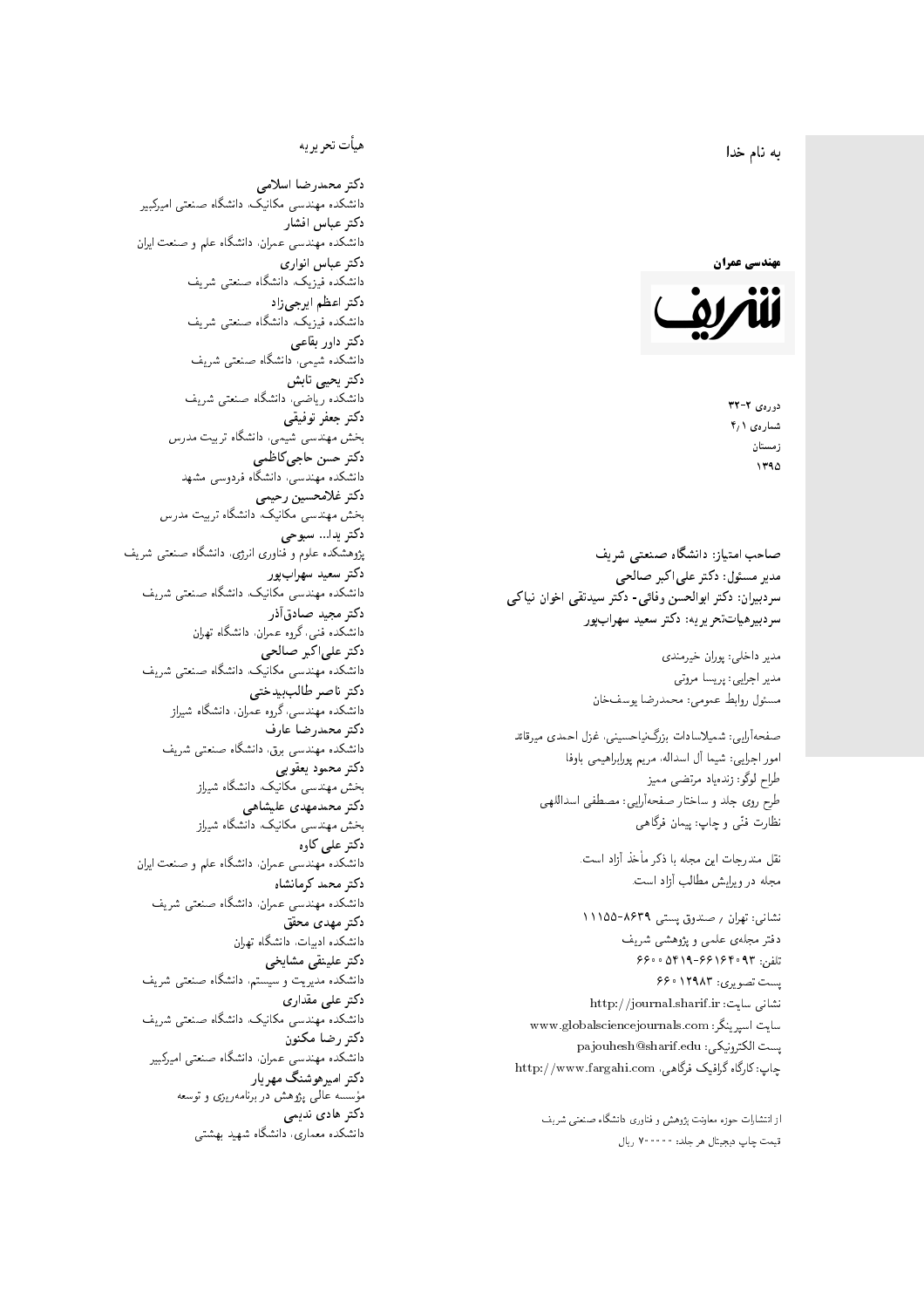به نام خدا

**مهندسی عمران**

**شریف**

دوره‌ی ۲-۳۲
شماره‌ی ۴/۱
زمستان
۱۳۹۵

**صاحب امتیاز: دانشگاه صنعتی شریف**
**مدیر مسئول: دکتر علی‌اکبر صالحی**
**سردبیران: دکتر ابوالحسن وفائی- دکتر سیدتقی اخوان نیاکی**
**سردبیرهیأت‌تحریریه: دکتر سعید سهراب‌پور**

مدیر داخلی: پوران خیرمندی
مدیر اجرایی: پریسا مروتی
مسئول روابط عمومی: محمدرضا یوسف‌خان

صفحه‌آرایی: شمیلاسادات بزرگ‌نیاحسینی، غزل احمدی میرقائد
امور اجرایی: شیما آل اسداله، مریم پورابراهیمی باوفا
طراح لوگو: زنده‌یاد مرتضی ممیز
طرح روی جلد و ساختار صفحه‌آرایی: مصطفی اسداللهی
نظارت فنّی و چاپ: پیمان فرگاهی

نقل مندرجات این مجله با ذکر مأخذ آزاد است.
مجله در ویرایش مطالب آزاد است.

نشانی: تهران / صندوق پستی ۸۶۳۹-۱۱۱۵۵
دفتر مجله‌ی علمی و پژوهشی شریف
تلفن: ۶۶۱۶۴۰۹۳-۶۶۰۰۵۴۱۹
پست تصویری: ۶۶۰۱۲۹۸۳
نشانی سایت: http://journal.sharif.ir
سایت اسپرینگر: www.globalsciencejournals.com
پست الکترونیکی: pajouhesh@sharif.edu
چاپ: کارگاه گرافیک فرگاهی، http://www.fargahi.com

از انتشارات حوزه معاونت پژوهش و فناوری دانشگاه صنعتی شریف
قیمت چاپ دیجیتال هر جلد: ۷۰۰۰۰۰ ریال

## هیأت تحریریه

**دکتر محمدرضا اسلامی**
دانشکده مهندسی مکانیک، دانشگاه صنعتی امیرکبیر
**دکتر عباس افشار**
دانشکده مهندسی عمران، دانشگاه علم و صنعت ایران
**دکتر عباس انواری**
دانشکده فیزیک، دانشگاه صنعتی شریف
**دکتر اعظم ایرجی‌زاد**
دانشکده فیزیک، دانشگاه صنعتی شریف
**دکتر داور بقاعی**
دانشکده شیمی، دانشگاه صنعتی شریف
**دکتر یحیی تابش**
دانشکده ریاضی، دانشگاه صنعتی شریف
**دکتر جعفر توفیقی**
بخش مهندسی شیمی، دانشگاه تربیت مدرس
**دکتر حسن حاجی‌کاظمی**
دانشکده مهندسی، دانشگاه فردوسی مشهد
**دکتر غلامحسین رحیمی**
بخش مهندسی مکانیک، دانشگاه تربیت مدرس
**دکتر یدا... سبوحی**
پژوهشکده علوم و فناوری انرژی، دانشگاه صنعتی شریف
**دکتر سعید سهراب‌پور**
دانشکده مهندسی مکانیک، دانشگاه صنعتی شریف
**دکتر مجید صادق‌آذر**
دانشکده فنی، گروه عمران، دانشگاه تهران
**دکتر علی‌اکبر صالحی**
دانشکده مهندسی مکانیک، دانشگاه صنعتی شریف
**دکتر ناصر طالب‌بیدختی**
دانشکده مهندسی، گروه عمران، دانشگاه شیراز
**دکتر محمدرضا عارف**
دانشکده مهندسی برق، دانشگاه صنعتی شریف
**دکتر محمود یعقوبی**
بخش مهندسی مکانیک، دانشگاه شیراز
**دکتر محمدمهدی علیشاهی**
بخش مهندسی مکانیک، دانشگاه شیراز
**دکتر علی کاوه**
دانشکده مهندسی عمران، دانشگاه علم و صنعت ایران
**دکتر محمد کرمانشاه**
دانشکده مهندسی عمران، دانشگاه صنعتی شریف
**دکتر مهدی محقق**
دانشکده ادبیات، دانشگاه تهران
**دکتر علینقی مشایخی**
دانشکده مدیریت و سیستم، دانشگاه صنعتی شریف
**دکتر علی مقداری**
دانشکده مهندسی مکانیک، دانشگاه صنعتی شریف
**دکتر رضا مکنون**
دانشکده مهندسی عمران، دانشگاه صنعتی امیرکبیر
**دکتر امیرهوشنگ مهریار**
مؤسسه عالی پژوهش در برنامه‌ریزی و توسعه
**دکتر هادی ندیمی**
دانشکده معماری، دانشگاه شهید بهشتی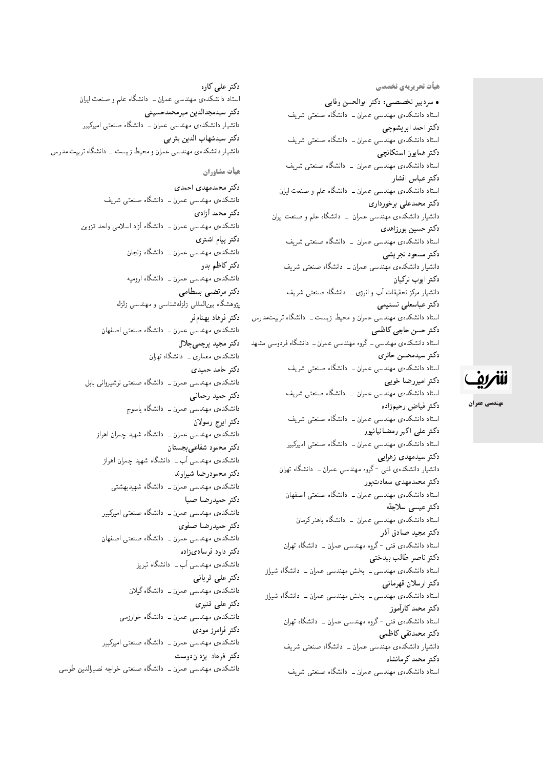## هیأت تحریریه‌ی تخصصی

• **سردبیر تخصصی: دکتر ابوالحسن وفایی**
استاد دانشکده‌ی مهندسی عمران ـ دانشگاه صنعتی شریف

**دکتر احمد ابریشمچی**
استاد دانشکده‌ی مهندسی عمران ـ دانشگاه صنعتی شریف

**دکتر همایون استکانچی**
استاد دانشکده‌ی مهندسی عمران ـ دانشگاه صنعتی شریف

**دکتر عباس افشار**
استاد دانشکده‌ی مهندسی عمران ـ دانشگاه علم و صنعت ایران

**دکتر محمدعلی برخورداری**
دانشیار دانشکده‌ی مهندسی عمران ـ دانشگاه علم و صنعت ایران

**دکتر حسین پورزاهدی**
استاد دانشکده‌ی مهندسی عمران ـ دانشگاه صنعتی شریف

**دکتر مسعود تجریشی**
دانشیار دانشکده‌ی مهندسی عمران ـ دانشگاه صنعتی شریف

**دکتر ایوب ترکیان**
دانشیار مرکز تحقیقات آب و انرژی ـ دانشگاه صنعتی شریف

**دکتر عباسعلی تسنیمی**
استاد دانشکده‌ی مهندسی عمران و محیط زیست ـ دانشگاه تربیت‌مدرس

**دکتر حسن حاجی کاظمی**
استاد دانشکده‌ی مهندسی ـ گروه مهندسی عمران ـ دانشگاه فردوسی مشهد

**دکتر سیدمحسن حائری**
استاد دانشکده‌ی مهندسی عمران ـ دانشگاه صنعتی شریف

**دکتر امیررضا خوبی**
استاد دانشکده‌ی مهندسی عمران ـ دانشگاه صنعتی شریف

**دکتر فیاض رحیم‌زاده**
استاد دانشکده‌ی مهندسی عمران ـ دانشگاه صنعتی شریف

**دکتر علی اکبر رمضانیانپور**
استاد دانشکده‌ی مهندسی عمران ـ دانشگاه صنعتی امیرکبیر

**دکتر سیدمهدی زهرایی**
دانشیار دانشکده‌ی فنی - گروه مهندسی عمران ـ دانشگاه تهران

**دکتر محمدمهدی سعادت‌پور**
استاد دانشکده‌ی مهندسی عمران ـ دانشگاه صنعتی اصفهان

**دکتر عیسی سلاجقه**
استاد دانشکده‌ی مهندسی عمران ـ دانشگاه باهنر کرمان

**دکتر مجید صادق آذر**
استاد دانشکده‌ی فنی - گروه مهندسی عمران ـ دانشگاه تهران

**دکتر ناصر طالب بیدختی**
استاد دانشکده‌ی مهندسی ـ بخش مهندسی عمران ـ دانشگاه شیراز

**دکتر ارسلان قهرمانی**
استاد دانشکده‌ی مهندسی ـ بخش مهندسی عمران ـ دانشگاه شیراز

**دکتر محمد کارآموز**
استاد دانشکده‌ی فنی - گروه مهندسی عمران ـ دانشگاه تهران

**دکتر محمدتقی کاظمی**
دانشیار دانشکده‌ی مهندسی عمران ـ دانشگاه صنعتی شریف

**دکتر محمد کرمانشاه**
استاد دانشکده‌ی مهندسی عمران ـ دانشگاه صنعتی شریف

**دکتر علی کاوه**
استاد دانشکده‌ی مهندسی عمران ـ دانشگاه علم و صنعت ایران

**دکتر سیدمجدالدین میرمحمدحسینی**
دانشیار دانشکده‌ی مهندسی عمران ـ دانشگاه صنعتی امیرکبیر

**دکتر سیدشهاب الدین یثربی**
دانشیار دانشکده‌ی مهندسی عمران و محیط زیست ـ دانشگاه تربیت مدرس

## هیأت مشاوران

**دکتر محمدمهدی احمدی**
دانشکده‌ی مهندسی عمران ـ دانشگاه صنعتی شریف

**دکتر محمد آزادی**
دانشکده‌ی مهندسی عمران ـ دانشگاه آزاد اسلامی واحد قزوین

**دکتر پیام اشتری**
دانشکده‌ی مهندسی عمران ـ دانشگاه زنجان

**دکتر کاظم بدو**
دانشکده‌ی مهندسی عمران ـ دانشگاه ارومیه

**دکتر مرتضی بسطامی**
پژوهشگاه بین‌المللی زلزله‌شناسی و مهندسی زلزله

**دکتر فرهاد بهنام‌فر**
دانشکده‌ی مهندسی عمران ـ دانشگاه صنعتی اصفهان

**دکتر مجید پرچمی‌جلال**
دانشکده‌ی معماری ـ دانشگاه تهران

**دکتر حامد حمیدی**
دانشکده‌ی مهندسی عمران ـ دانشگاه صنعتی نوشیروانی بابل

**دکتر حمید رحمانی**
دانشکده‌ی مهندسی عمران ـ دانشگاه یاسوج

**دکتر ایرج رسولان**
دانشکده‌ی مهندسی عمران ـ دانشگاه شهید چمران اهواز

**دکتر محمود شفاعی‌بجستان**
دانشکده‌ی مهندسی آب ـ دانشگاه شهید چمران اهواز

**دکتر محمودرضا شیراوند**
دانشکده‌ی مهندسی عمران ـ دانشگاه شهیدبهشتی

**دکتر حمیدرضا صبا**
دانشکده‌ی مهندسی عمران ـ دانشگاه صنعتی امیرکبیر

**دکتر حمیدرضا صفوی**
دانشکده‌ی مهندسی عمران ـ دانشگاه صنعتی اصفهان

**دکتر داود فرسادی‌زاده**
دانشکده‌ی مهندسی آب ـ دانشگاه تبریز

**دکتر علی قربانی**
دانشکده‌ی مهندسی عمران ـ دانشگاه گیلان

**دکتر علی قنبری**
دانشکده‌ی مهندسی عمران ـ دانشگاه خوارزمی

**دکتر فرامرز مودی**
دانشکده‌ی مهندسی عمران ـ دانشگاه صنعتی امیرکبیر

**دکتر فرهاد یزدان‌دوست**
دانشکده‌ی مهندسی عمران ـ دانشگاه صنعتی خواجه نصیرالدین طوسی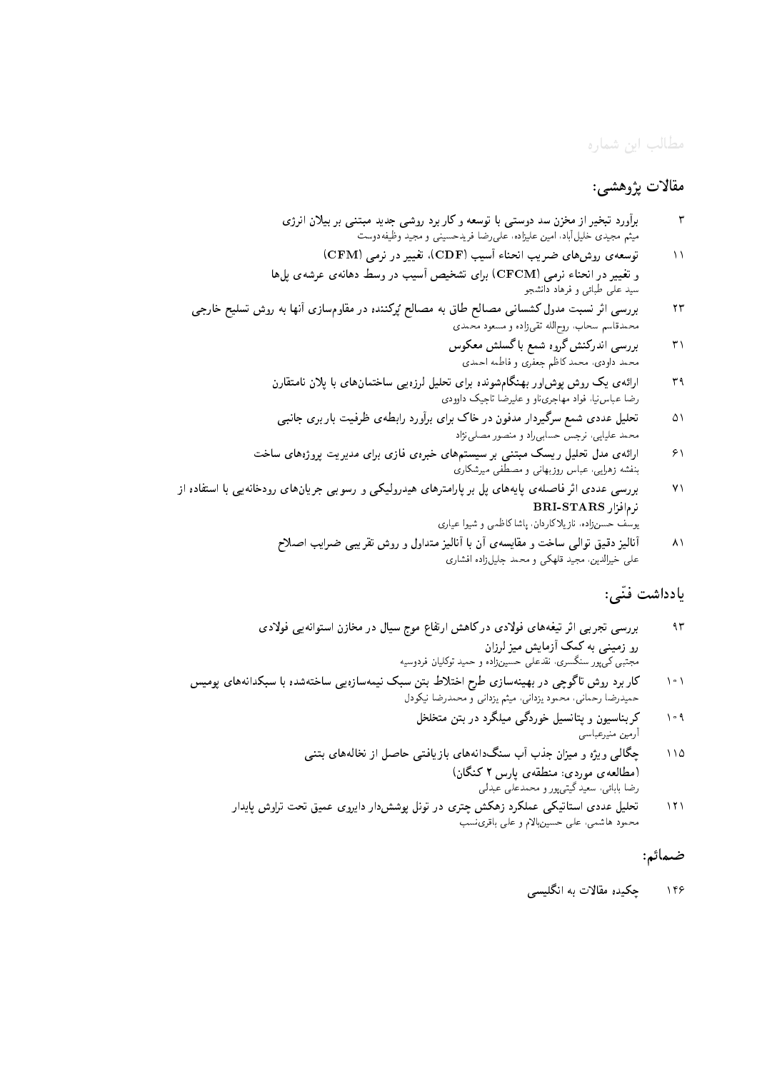## مطالب این شماره

## مقالات پژوهشی:

۳ برآورد تبخیر از مخزن سد دوستی با توسعه و کاربرد روشی جدید مبتنی بر بیلان انرژی
میثم مجیدی خلیل‌آباد، امین علیزاده، علیرضا فریدحسینی و مجید وظیفه‌دوست

۱۱ توسعه‌ی روش‌های ضریب انحناء آسیب (**CDF**)، تغییر در نرمی (**CFM**)
و تغییر در انحناء نرمی (**CFCM**) برای تشخیص آسیب در وسط دهانه‌ی عرشه‌ی پل‌ها
سید علی طبائی و فرهاد دانشجو

۲۳ بررسی اثر نسبت مدول کشسانی مصالح طاق به مصالح پُرکننده در مقاوم‌سازی آنها به روش تسلیح خارجی
محمدقاسم سحاب، روح‌الله تقی‌زاده و مسعود محمدی

۳۱ بررسی اندرکنش گروه شمع با گسلش معکوس
محمد داودی، محمد کاظم جعفری و فاطمه احمدی

۳۹ ارائه‌ی یک روش پوش‌اور بهنگام‌شونده برای تحلیل لرزه‌یی ساختمان‌های با پلان نامتقارن
رضا عباس‌نیا، فواد مهاجری‌ناو و علیرضا تاجیک داوودی

۵۱ تحلیل عددی شمع سرگیردار مدفون در خاک برای برآورد رابطه‌ی ظرفیت باربری جانبی
محمد علیایی، نرجس حسابی‌راد و منصور مصلی‌نژاد

۶۱ ارائه‌ی مدل تحلیل ریسک مبتنی بر سیستم‌های خبره‌ی فازی برای مدیریت پروژه‌های ساخت
بنفشه زهرایی، عباس روزبهانی و مصطفی میرشکاری

۷۱ بررسی عددی اثر فاصله‌ی پایه‌های پل بر پارامترهای هیدرولیکی و رسوبی جریان‌های رودخانه‌یی با استفاده از نرم‌افزار **BRI-STARS**
یوسف حسن‌زاده، نازیلا کاردان، پاشا کاظمی و شیوا عیاری

۸۱ آنالیز دقیق توالی ساخت و مقایسه‌ی آن با آنالیز متداول و روش تقریبی ضرایب اصلاح
علی خیرالدین، مجید قلهکی و محمد جلیل‌زاده افشاری

## یادداشت فنّی:

۹۳ بررسی تجربی اثر تیغه‌های فولادی در کاهش ارتفاع موج سیال در مخازن استوانه‌یی فولادی
رو زمینی به کمک آزمایش میز لرزان
مجتبی کی‌پور سنگسری، نقدعلی حسین‌زاده و حمید توکلیان فردوسیه

۱۰۱ کاربرد روش تاگوچی در بهینه‌سازی طرح اختلاط بتن سبک نیمه‌سازه‌یی ساخته‌شده با سبکدانه‌های پومیس
حمیدرضا رحمانی، محمود یزدانی، میثم یزدانی و محمدرضا نیکودل

۱۰۹ کربناسیون و پتانسیل خوردگی میلگرد در بتن متخلخل
آرمین منیرعباسی

۱۱۵ چگالی ویژه و میزان جذب آب سنگ‌دانه‌های بازیافتی حاصل از نخاله‌های بتنی
(مطالعه‌ی موردی: منطقه‌ی پارس ۲ کنگان)
رضا بابائی، سعید گیتی‌پور و محمدعلی عبدلی

۱۲۱ تحلیل عددی استاتیکی عملکرد زهکش چتری در تونل پوشش‌دار دایروی عمیق تحت تراوش پایدار
محمود هاشمی، علی حسین‌بالام و علی باقری‌نسب

## ضمائم:

۱۴۶ چکیده مقالات به انگلیسی